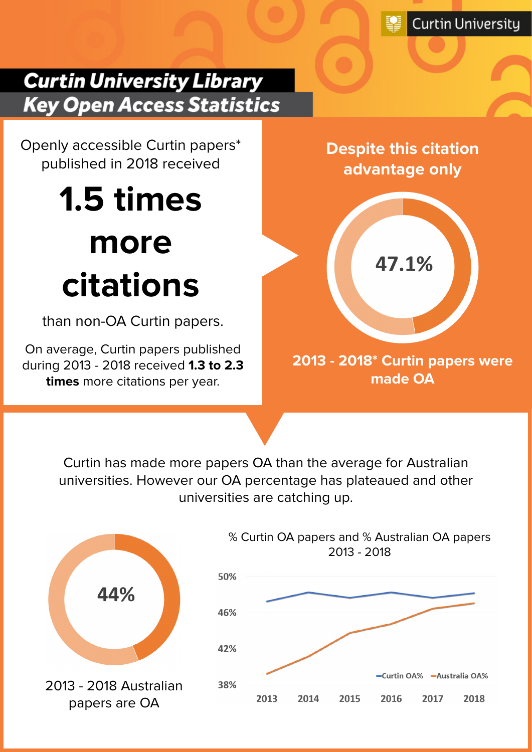Curtin University

# Curtin University Library
## Key Open Access Statistics

Openly accessible Curtin papers* published in 2018 received

**1.5 times more citations**

than non-OA Curtin papers.

On average, Curtin papers published during 2013 - 2018 received **1.3 to 2.3 times** more citations per year.

**Despite this citation advantage only**

**47.1%**

**2013 - 2018* Curtin papers were made OA**

Curtin has made more papers OA than the average for Australian universities. However our OA percentage has plateaued and other universities are catching up.

**44%**

2013 - 2018 Australian papers are OA

% Curtin OA papers and % Australian OA papers 2013 - 2018

Legend: Curtin OA%, Australia OA%

Y-axis: 38%, 42%, 46%, 50%

X-axis: 2013, 2014, 2015, 2016, 2017, 2018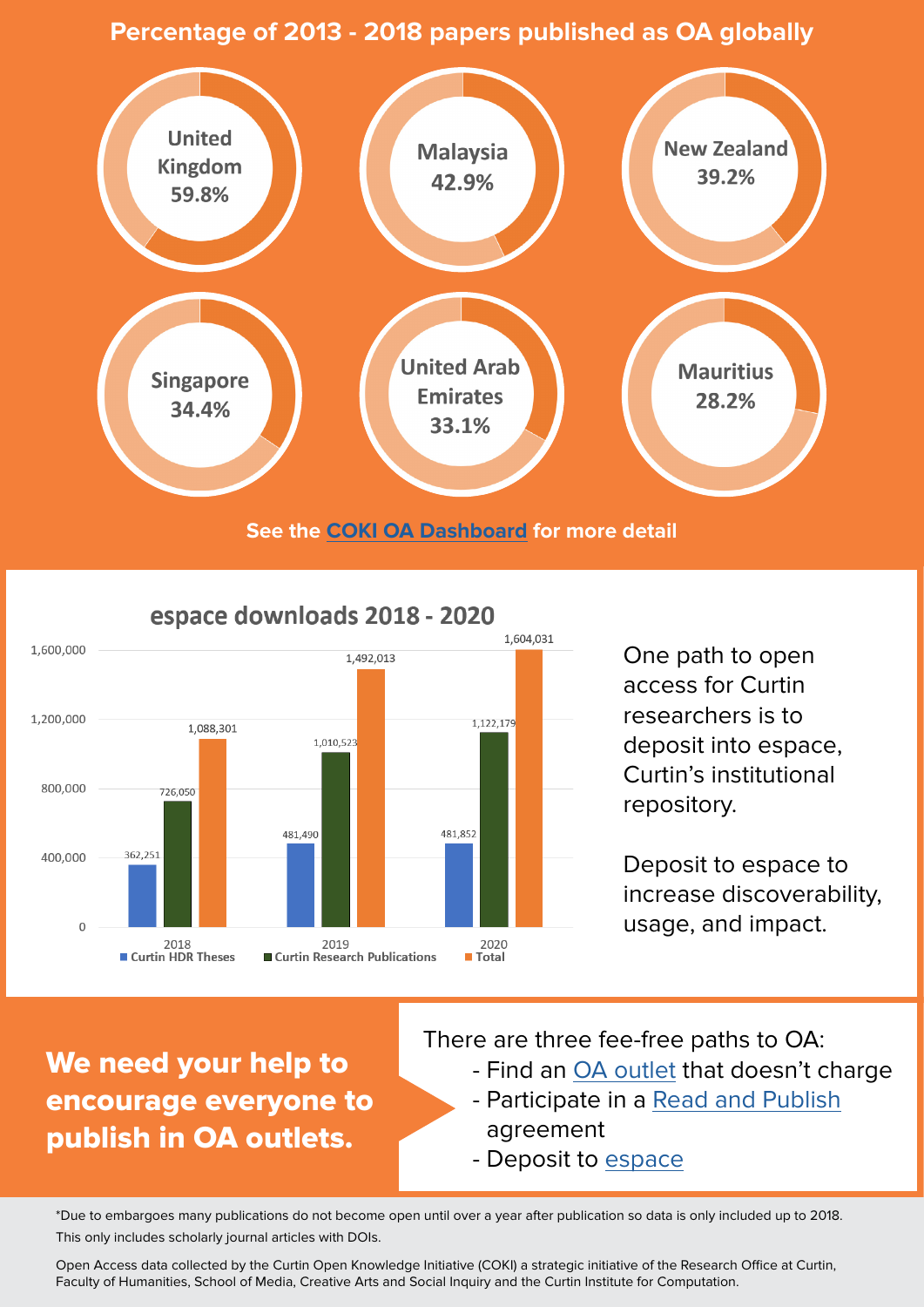## Percentage of 2013 - 2018 papers published as OA globally

United Kingdom 59.8%

Malaysia 42.9%

New Zealand 39.2%

Singapore 34.4%

United Arab Emirates 33.1%

Mauritius 28.2%

See the COKI OA Dashboard for more detail

espace downloads 2018 - 2020

1,600,000
1,200,000
800,000
400,000
0

2018: 362,251; 726,050; 1,088,301
2019: 481,490; 1,010,523; 1,492,013
2020: 481,852; 1,122,179; 1,604,031

Curtin HDR Theses
Curtin Research Publications
Total

One path to open access for Curtin researchers is to deposit into espace, Curtin's institutional repository.

Deposit to espace to increase discoverability, usage, and impact.

**We need your help to encourage everyone to publish in OA outlets.**

There are three fee-free paths to OA:

- Find an OA outlet that doesn't charge
- Participate in a Read and Publish agreement
- Deposit to espace

*Due to embargoes many publications do not become open until over a year after publication so data is only included up to 2018. This only includes scholarly journal articles with DOIs.

Open Access data collected by the Curtin Open Knowledge Initiative (COKI) a strategic initiative of the Research Office at Curtin, Faculty of Humanities, School of Media, Creative Arts and Social Inquiry and the Curtin Institute for Computation.